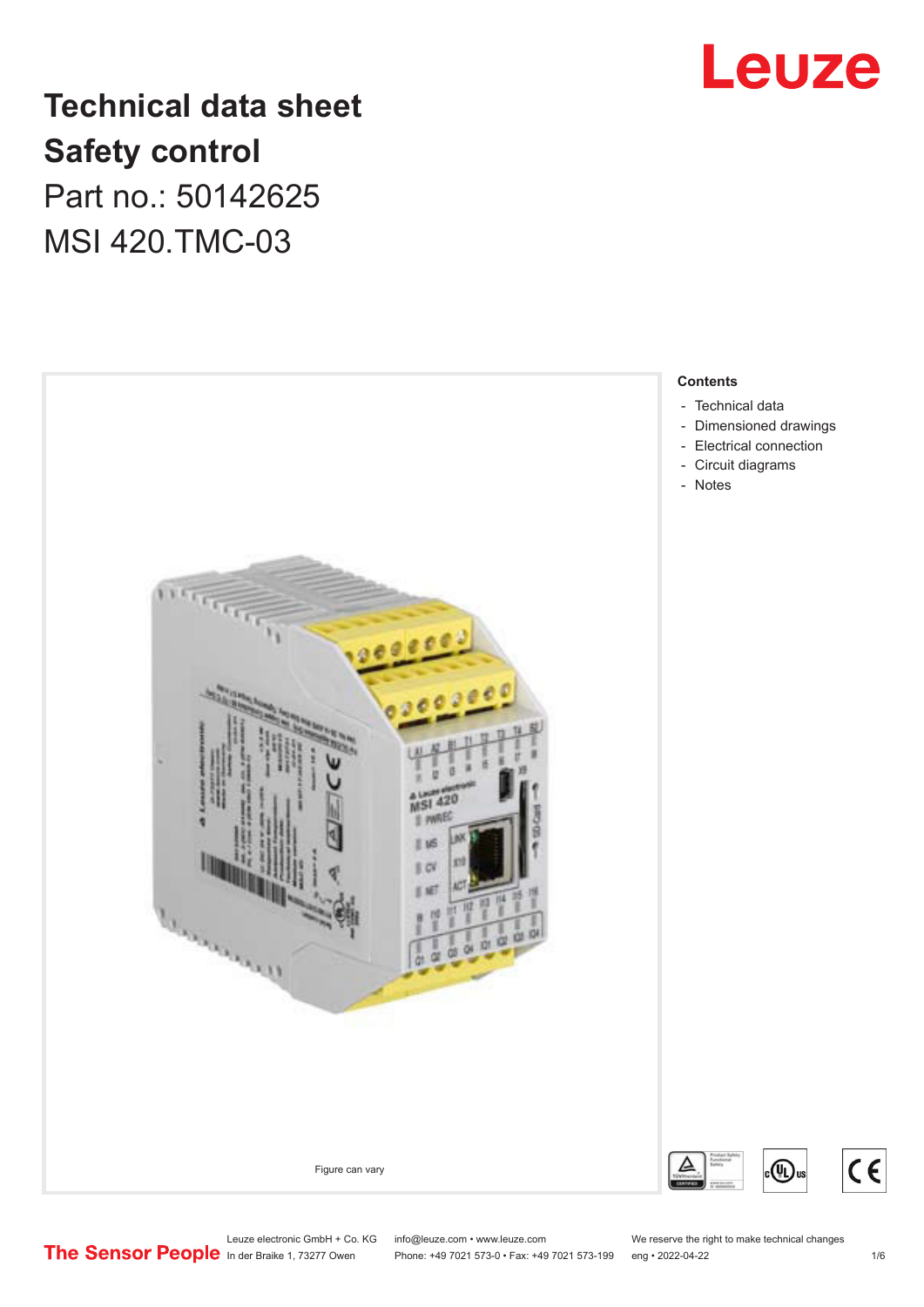# Technical data sheet
# Safety control

Part no.: 50142625

MSI 420.TMC-03

Figure can vary

**Contents**

- Technical data
- Dimensioned drawings
- Electrical connection
- Circuit diagrams
- Notes

Leuze electronic GmbH + Co. KG
In der Braike 1, 73277 Owen

info@leuze.com • www.leuze.com
Phone: +49 7021 573-0 • Fax: +49 7021 573-199

We reserve the right to make technical changes
eng • 2022-04-22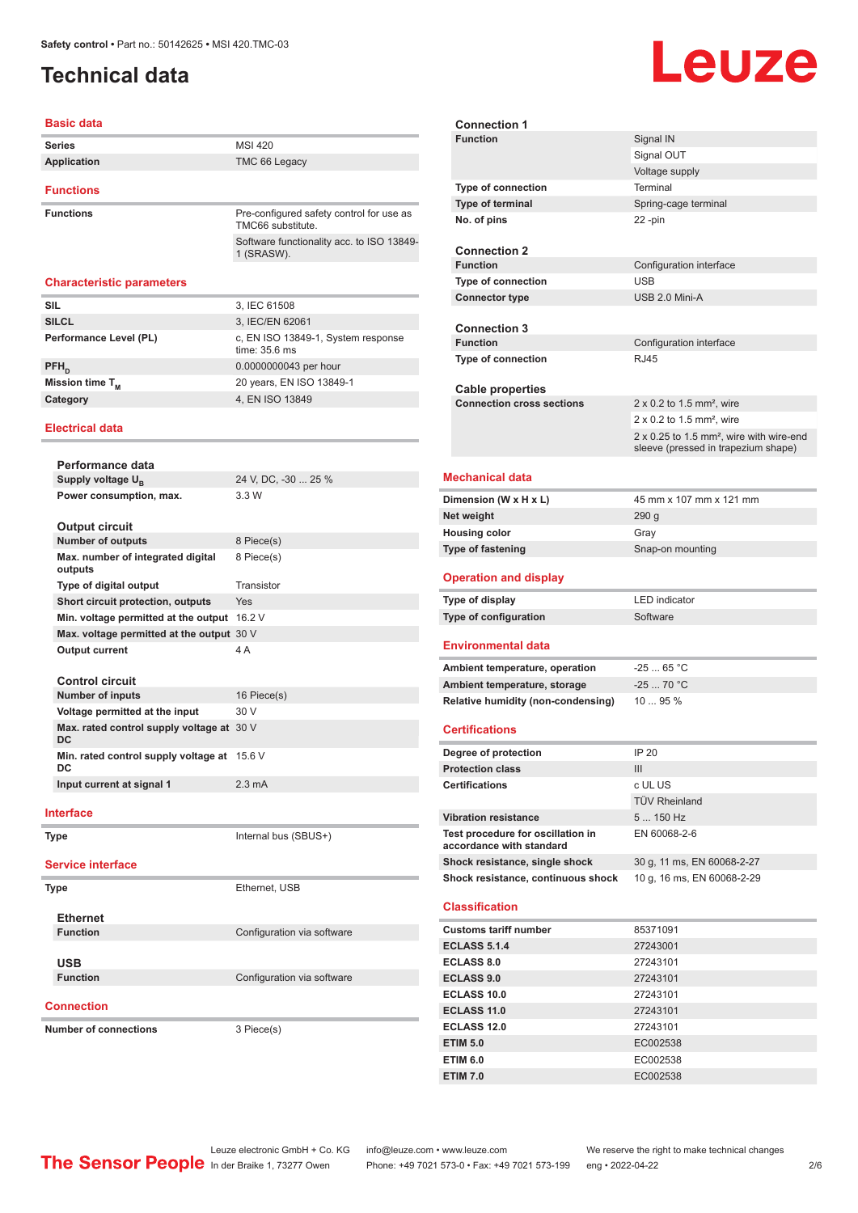# Technical data

## Basic data

| | |
|---|---|
| **Series** | MSI 420 |
| **Application** | TMC 66 Legacy |

## Functions

| | |
|---|---|
| **Functions** | Pre-configured safety control for use as TMC66 substitute. |
| | Software functionality acc. to ISO 13849-1 (SRASW). |

## Characteristic parameters

| | |
|---|---|
| **SIL** | 3, IEC 61508 |
| **SILCL** | 3, IEC/EN 62061 |
| **Performance Level (PL)** | c, EN ISO 13849-1, System response time: 35.6 ms |
| **$PFH_D$** | 0.0000000043 per hour |
| **Mission time $T_M$** | 20 years, EN ISO 13849-1 |
| **Category** | 4, EN ISO 13849 |

## Electrical data

### Performance data

| | |
|---|---|
| **Supply voltage $U_B$** | 24 V, DC, -30 ... 25 % |
| **Power consumption, max.** | 3.3 W |

### Output circuit

| | |
|---|---|
| **Number of outputs** | 8 Piece(s) |
| **Max. number of integrated digital outputs** | 8 Piece(s) |
| **Type of digital output** | Transistor |
| **Short circuit protection, outputs** | Yes |
| **Min. voltage permitted at the output** | 16.2 V |
| **Max. voltage permitted at the output** | 30 V |
| **Output current** | 4 A |

### Control circuit

| | |
|---|---|
| **Number of inputs** | 16 Piece(s) |
| **Voltage permitted at the input** | 30 V |
| **Max. rated control supply voltage at DC** | 30 V |
| **Min. rated control supply voltage at DC** | 15.6 V |
| **Input current at signal 1** | 2.3 mA |

## Interface

| | |
|---|---|
| **Type** | Internal bus (SBUS+) |

## Service interface

| | |
|---|---|
| **Type** | Ethernet, USB |

### Ethernet

| | |
|---|---|
| **Function** | Configuration via software |

### USB

| | |
|---|---|
| **Function** | Configuration via software |

## Connection

| | |
|---|---|
| **Number of connections** | 3 Piece(s) |

### Connection 1

| | |
|---|---|
| **Function** | Signal IN |
| | Signal OUT |
| | Voltage supply |
| **Type of connection** | Terminal |
| **Type of terminal** | Spring-cage terminal |
| **No. of pins** | 22 -pin |

### Connection 2

| | |
|---|---|
| **Function** | Configuration interface |
| **Type of connection** | USB |
| **Connector type** | USB 2.0 Mini-A |

### Connection 3

| | |
|---|---|
| **Function** | Configuration interface |
| **Type of connection** | RJ45 |

### Cable properties

| | |
|---|---|
| **Connection cross sections** | 2 x 0.2 to 1.5 mm², wire |
| | 2 x 0.2 to 1.5 mm², wire |
| | 2 x 0.25 to 1.5 mm², wire with wire-end sleeve (pressed in trapezium shape) |

## Mechanical data

| | |
|---|---|
| **Dimension (W x H x L)** | 45 mm x 107 mm x 121 mm |
| **Net weight** | 290 g |
| **Housing color** | Gray |
| **Type of fastening** | Snap-on mounting |

## Operation and display

| | |
|---|---|
| **Type of display** | LED indicator |
| **Type of configuration** | Software |

## Environmental data

| | |
|---|---|
| **Ambient temperature, operation** | -25 ... 65 °C |
| **Ambient temperature, storage** | -25 ... 70 °C |
| **Relative humidity (non-condensing)** | 10 ... 95 % |

## Certifications

| | |
|---|---|
| **Degree of protection** | IP 20 |
| **Protection class** | III |
| **Certifications** | c UL US |
| | TÜV Rheinland |
| **Vibration resistance** | 5 ... 150 Hz |
| **Test procedure for oscillation in accordance with standard** | EN 60068-2-6 |
| **Shock resistance, single shock** | 30 g, 11 ms, EN 60068-2-27 |
| **Shock resistance, continuous shock** | 10 g, 16 ms, EN 60068-2-29 |

## Classification

| | |
|---|---|
| **Customs tariff number** | 85371091 |
| **ECLASS 5.1.4** | 27243001 |
| **ECLASS 8.0** | 27243101 |
| **ECLASS 9.0** | 27243101 |
| **ECLASS 10.0** | 27243101 |
| **ECLASS 11.0** | 27243101 |
| **ECLASS 12.0** | 27243101 |
| **ETIM 5.0** | EC002538 |
| **ETIM 6.0** | EC002538 |
| **ETIM 7.0** | EC002538 |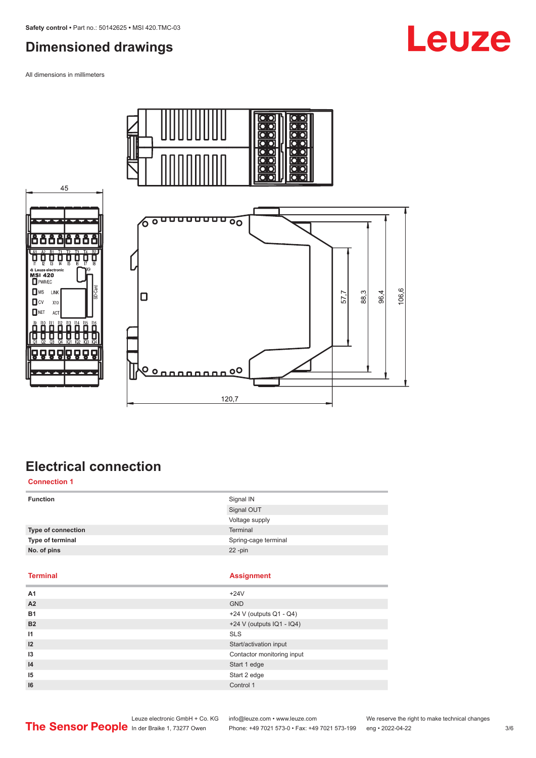# Dimensioned drawings

All dimensions in millimeters

45

57,7

88,3

96,4

106,6

120,7

# Electrical connection

## Connection 1

| | |
|---|---|
| **Function** | Signal IN |
| | Signal OUT |
| | Voltage supply |
| **Type of connection** | Terminal |
| **Type of terminal** | Spring-cage terminal |
| **No. of pins** | 22 -pin |

| Terminal | Assignment |
|---|---|
| **A1** | +24V |
| **A2** | GND |
| **B1** | +24 V (outputs Q1 - Q4) |
| **B2** | +24 V (outputs IQ1 - IQ4) |
| **I1** | SLS |
| **I2** | Start/activation input |
| **I3** | Contactor monitoring input |
| **I4** | Start 1 edge |
| **I5** | Start 2 edge |
| **I6** | Control 1 |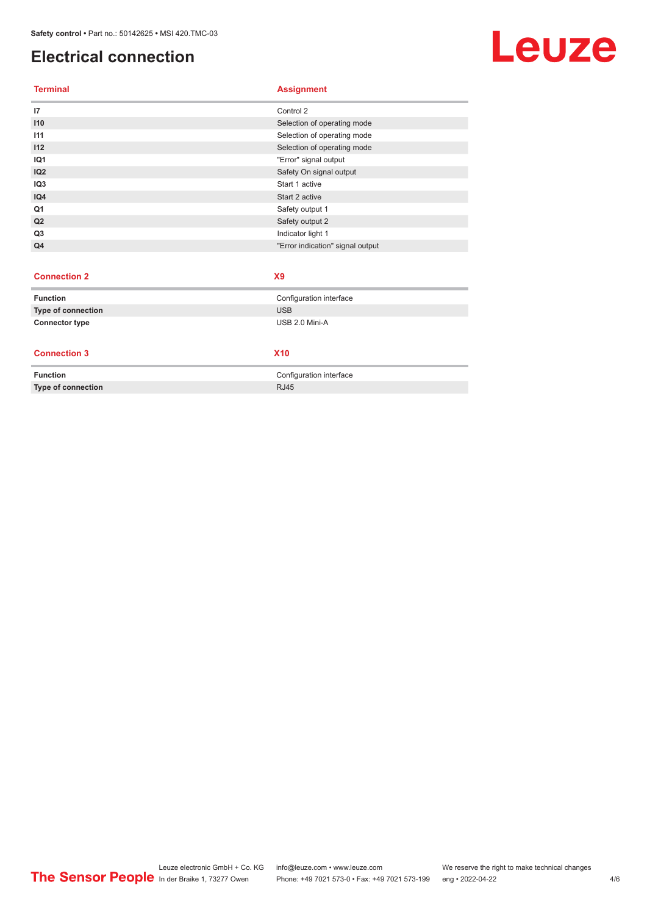## Electrical connection

| Terminal | Assignment |
|---|---|
| I7 | Control 2 |
| I10 | Selection of operating mode |
| I11 | Selection of operating mode |
| I12 | Selection of operating mode |
| IQ1 | "Error" signal output |
| IQ2 | Safety On signal output |
| IQ3 | Start 1 active |
| IQ4 | Start 2 active |
| Q1 | Safety output 1 |
| Q2 | Safety output 2 |
| Q3 | Indicator light 1 |
| Q4 | "Error indication" signal output |

| Connection 2 | X9 |
|---|---|
| **Function** | Configuration interface |
| **Type of connection** | USB |
| **Connector type** | USB 2.0 Mini-A |

| Connection 3 | X10 |
|---|---|
| **Function** | Configuration interface |
| **Type of connection** | RJ45 |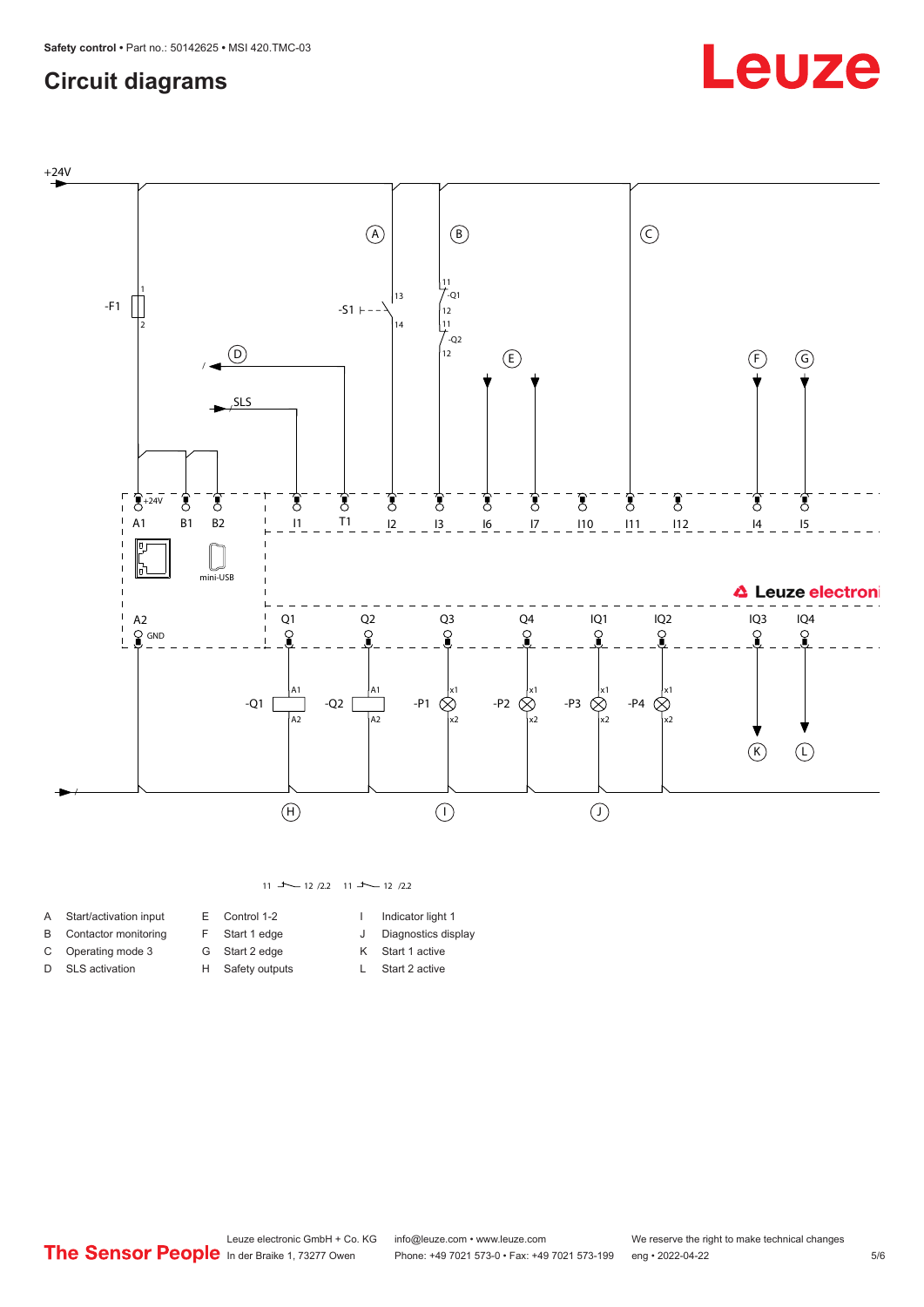## Circuit diagrams

+24V

-F1

-S1

-Q1

-Q2

SLS

A1 B1 B2 I1 T1 I2 I3 I6 I7 I10 I11 I12 I4 I5

mini-USB

Leuze electronic

A2 GND Q1 Q2 Q3 Q4 IQ1 IQ2 IQ3 IQ4

-Q1 -Q2 -P1 -P2 -P3 -P4

11 12 /2.2 11 12 /2.2

| | | | | | | | |
|---|---|---|---|---|---|---|---|
| A | Start/activation input | E | Control 1-2 | I | Indicator light 1 |
| B | Contactor monitoring | F | Start 1 edge | J | Diagnostics display |
| C | Operating mode 3 | G | Start 2 edge | K | Start 1 active |
| D | SLS activation | H | Safety outputs | L | Start 2 active |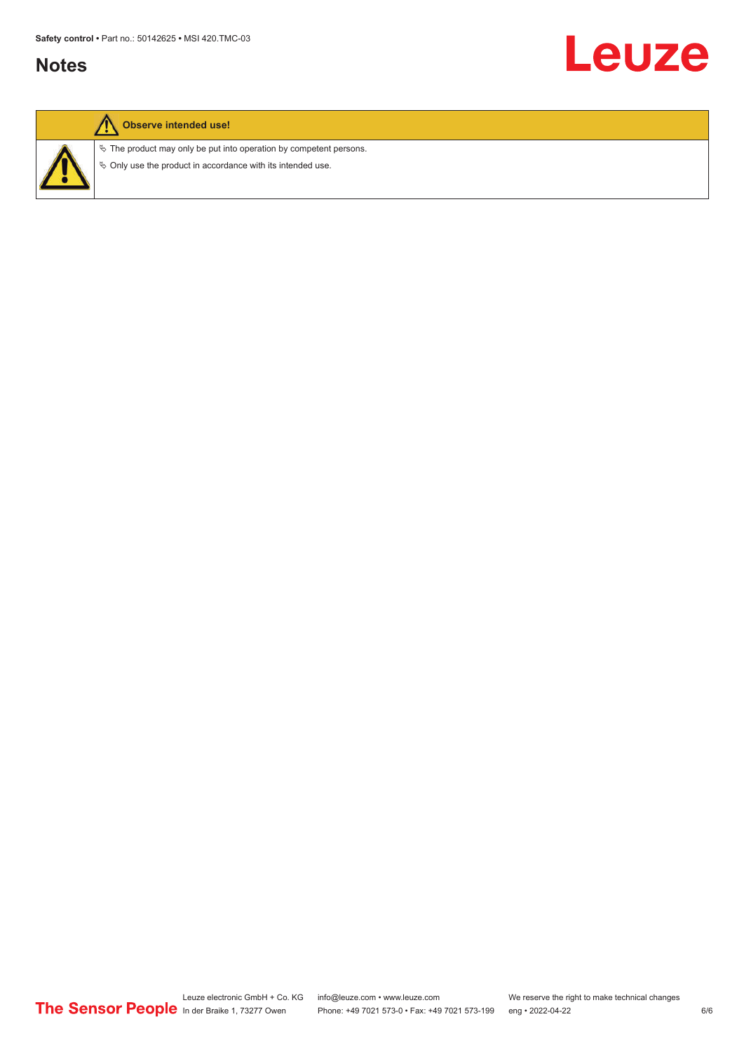## Notes

**Observe intended use!**

- ↳ The product may only be put into operation by competent persons.
- ↳ Only use the product in accordance with its intended use.